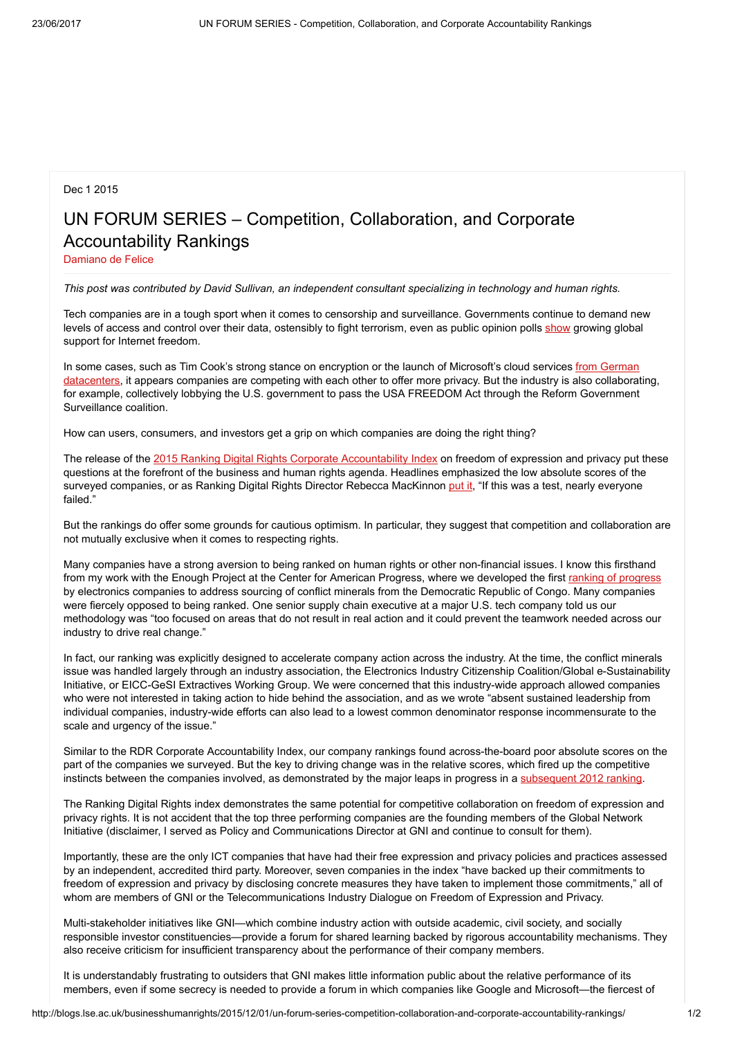Dec 1 2015

# UN FORUM SERIES – Competition, Collaboration, and Corporate Accountability Rankings

Damiano de Felice

*This post was contributed by David Sullivan, an independent consultant specializing in technology and human rights.*

Tech companies are in a tough sport when it comes to censorship and surveillance. Governments continue to demand new levels of access and control over their data, ostensibly to fight terrorism, even as public opinion polls show growing global support for Internet freedom.

In some cases, such as Tim Cook's strong stance on encryption or the launch of Microsoft's cloud services from German datacenters, it appears companies are competing with each other to offer more privacy. But the industry is also collaborating, for example, collectively lobbying the U.S. government to pass the USA FREEDOM Act through the Reform Government Surveillance coalition.

How can users, consumers, and investors get a grip on which companies are doing the right thing?

The release of the 2015 Ranking Digital Rights Corporate Accountability Index on freedom of expression and privacy put these questions at the forefront of the business and human rights agenda. Headlines emphasized the low absolute scores of the surveyed companies, or as Ranking Digital Rights Director Rebecca MacKinnon put it, "If this was a test, nearly everyone failed."

But the rankings do offer some grounds for cautious optimism. In particular, they suggest that competition and collaboration are not mutually exclusive when it comes to respecting rights.

Many companies have a strong aversion to being ranked on human rights or other non-financial issues. I know this firsthand from my work with the Enough Project at the Center for American Progress, where we developed the first ranking of progress by electronics companies to address sourcing of conflict minerals from the Democratic Republic of Congo. Many companies were fiercely opposed to being ranked. One senior supply chain executive at a major U.S. tech company told us our methodology was "too focused on areas that do not result in real action and it could prevent the teamwork needed across our industry to drive real change."

In fact, our ranking was explicitly designed to accelerate company action across the industry. At the time, the conflict minerals issue was handled largely through an industry association, the Electronics Industry Citizenship Coalition/Global e-Sustainability Initiative, or EICC-GeSI Extractives Working Group. We were concerned that this industry-wide approach allowed companies who were not interested in taking action to hide behind the association, and as we wrote "absent sustained leadership from individual companies, industry-wide efforts can also lead to a lowest common denominator response incommensurate to the scale and urgency of the issue."

Similar to the RDR Corporate Accountability Index, our company rankings found across-the-board poor absolute scores on the part of the companies we surveyed. But the key to driving change was in the relative scores, which fired up the competitive instincts between the companies involved, as demonstrated by the major leaps in progress in a subsequent 2012 ranking.

The Ranking Digital Rights index demonstrates the same potential for competitive collaboration on freedom of expression and privacy rights. It is not accident that the top three performing companies are the founding members of the Global Network Initiative (disclaimer, I served as Policy and Communications Director at GNI and continue to consult for them).

Importantly, these are the only ICT companies that have had their free expression and privacy policies and practices assessed by an independent, accredited third party. Moreover, seven companies in the index "have backed up their commitments to freedom of expression and privacy by disclosing concrete measures they have taken to implement those commitments," all of whom are members of GNI or the Telecommunications Industry Dialogue on Freedom of Expression and Privacy.

Multi-stakeholder initiatives like GNI—which combine industry action with outside academic, civil society, and socially responsible investor constituencies—provide a forum for shared learning backed by rigorous accountability mechanisms. They also receive criticism for insufficient transparency about the performance of their company members.

It is understandably frustrating to outsiders that GNI makes little information public about the relative performance of its members, even if some secrecy is needed to provide a forum in which companies like Google and Microsoft—the fiercest of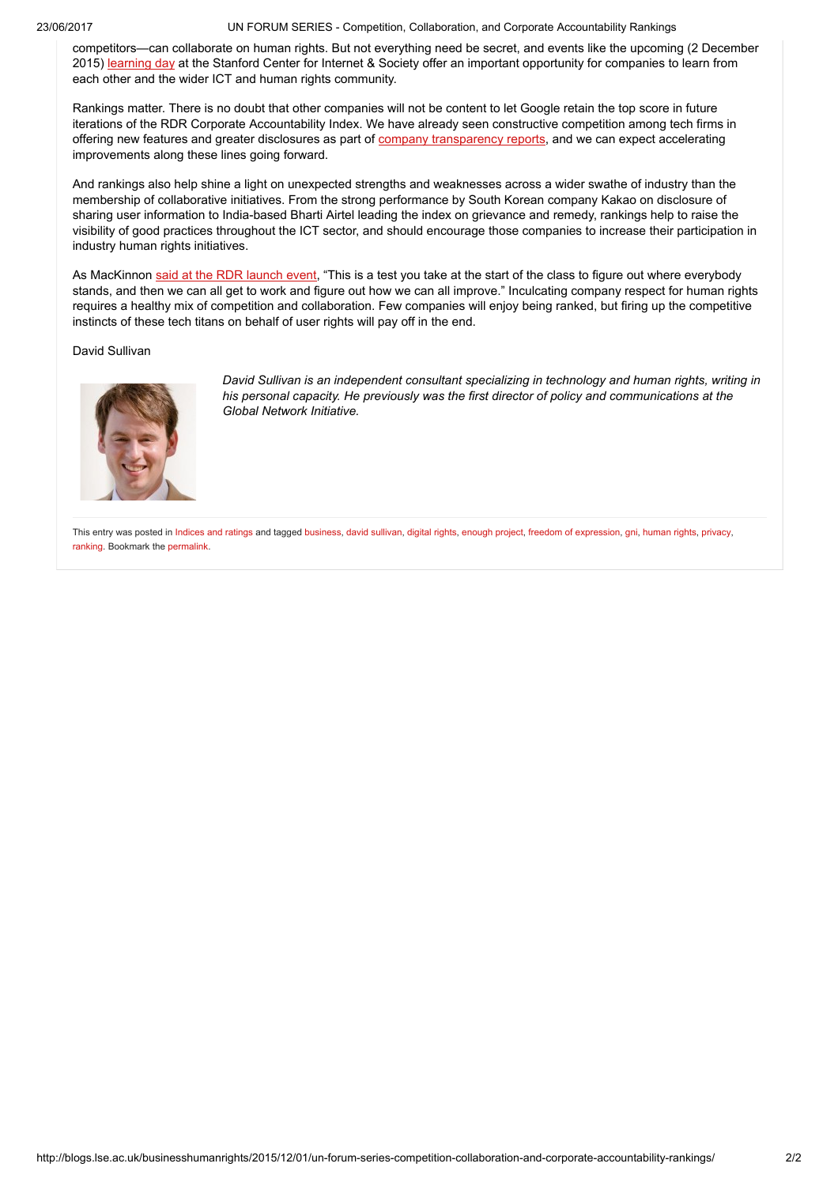competitors—can collaborate on human rights. But not everything need be secret, and events like the upcoming (2 December 2015) learning day at the Stanford Center for Internet & Society offer an important opportunity for companies to learn from each other and the wider ICT and human rights community.

Rankings matter. There is no doubt that other companies will not be content to let Google retain the top score in future iterations of the RDR Corporate Accountability Index. We have already seen constructive competition among tech firms in offering new features and greater disclosures as part of company transparency reports, and we can expect accelerating improvements along these lines going forward.

And rankings also help shine a light on unexpected strengths and weaknesses across a wider swathe of industry than the membership of collaborative initiatives. From the strong performance by South Korean company Kakao on disclosure of sharing user information to India-based Bharti Airtel leading the index on grievance and remedy, rankings help to raise the visibility of good practices throughout the ICT sector, and should encourage those companies to increase their participation in industry human rights initiatives.

As MacKinnon said at the RDR launch event, "This is a test you take at the start of the class to figure out where everybody stands, and then we can all get to work and figure out how we can all improve." Inculcating company respect for human rights requires a healthy mix of competition and collaboration. Few companies will enjoy being ranked, but firing up the competitive instincts of these tech titans on behalf of user rights will pay off in the end.

David Sullivan

*David Sullivan is an independent consultant specializing in technology and human rights, writing in his personal capacity. He previously was the first director of policy and communications at the Global Network Initiative.*

This entry was posted in Indices and ratings and tagged business, david sullivan, digital rights, enough project, freedom of expression, gni, human rights, privacy, ranking. Bookmark the permalink.